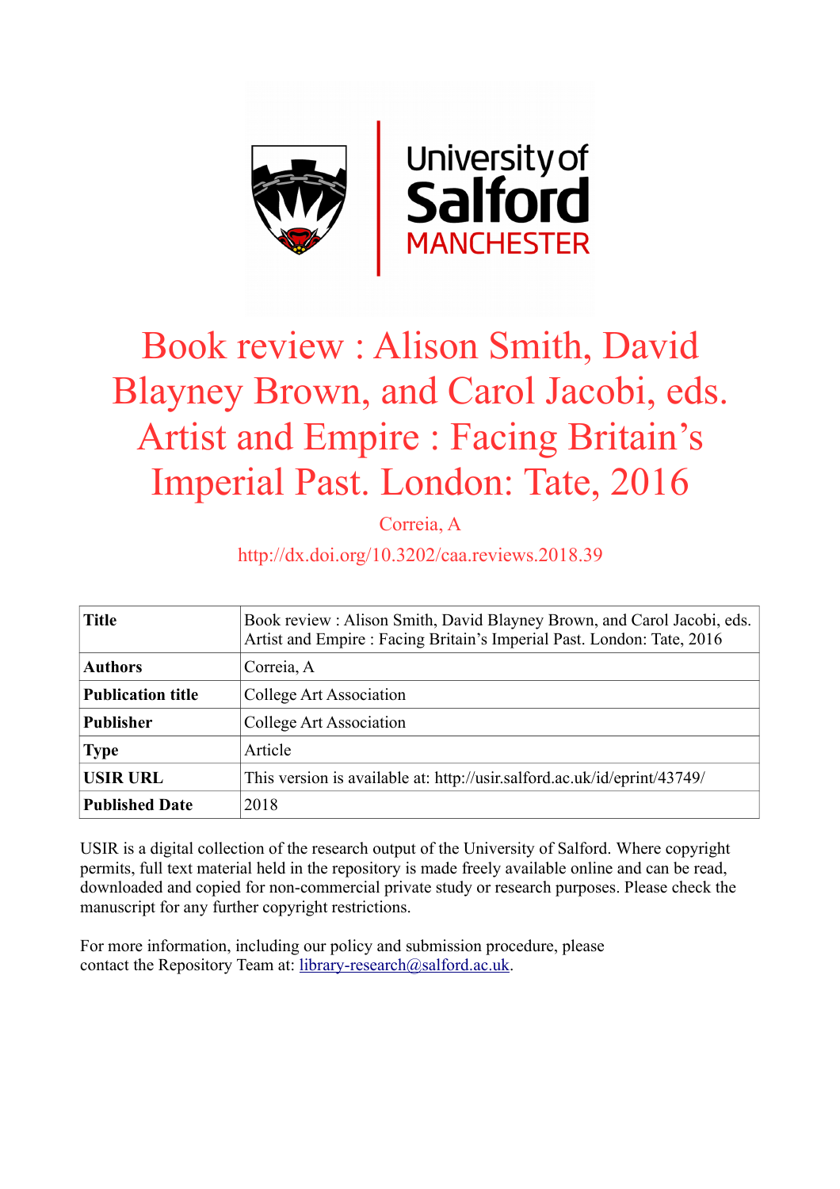# Book review : Alison Smith, David Blayney Brown, and Carol Jacobi, eds. Artist and Empire : Facing Britain's Imperial Past. London: Tate, 2016

Correia, A

http://dx.doi.org/10.3202/caa.reviews.2018.39

| | |
|---|---|
| **Title** | Book review : Alison Smith, David Blayney Brown, and Carol Jacobi, eds. Artist and Empire : Facing Britain's Imperial Past. London: Tate, 2016 |
| **Authors** | Correia, A |
| **Publication title** | College Art Association |
| **Publisher** | College Art Association |
| **Type** | Article |
| **USIR URL** | This version is available at: http://usir.salford.ac.uk/id/eprint/43749/ |
| **Published Date** | 2018 |

USIR is a digital collection of the research output of the University of Salford. Where copyright permits, full text material held in the repository is made freely available online and can be read, downloaded and copied for non-commercial private study or research purposes. Please check the manuscript for any further copyright restrictions.

For more information, including our policy and submission procedure, please contact the Repository Team at: library-research@salford.ac.uk.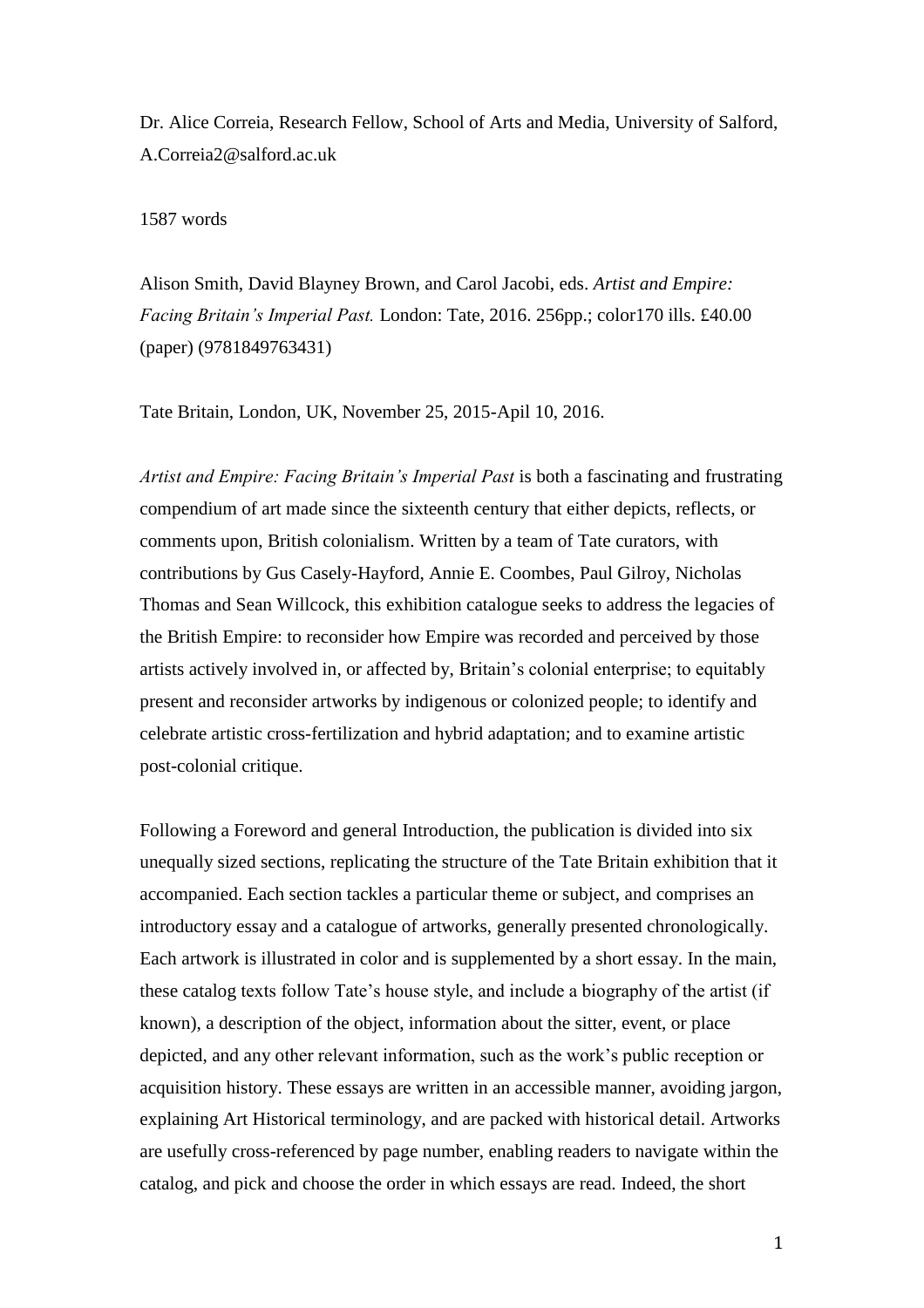Dr. Alice Correia, Research Fellow, School of Arts and Media, University of Salford, A.Correia2@salford.ac.uk

1587 words

Alison Smith, David Blayney Brown, and Carol Jacobi, eds. *Artist and Empire: Facing Britain's Imperial Past.* London: Tate, 2016. 256pp.; color170 ills. £40.00 (paper) (9781849763431)

Tate Britain, London, UK, November 25, 2015-Apil 10, 2016.

*Artist and Empire: Facing Britain's Imperial Past* is both a fascinating and frustrating compendium of art made since the sixteenth century that either depicts, reflects, or comments upon, British colonialism. Written by a team of Tate curators, with contributions by Gus Casely-Hayford, Annie E. Coombes, Paul Gilroy, Nicholas Thomas and Sean Willcock, this exhibition catalogue seeks to address the legacies of the British Empire: to reconsider how Empire was recorded and perceived by those artists actively involved in, or affected by, Britain's colonial enterprise; to equitably present and reconsider artworks by indigenous or colonized people; to identify and celebrate artistic cross-fertilization and hybrid adaptation; and to examine artistic post-colonial critique.

Following a Foreword and general Introduction, the publication is divided into six unequally sized sections, replicating the structure of the Tate Britain exhibition that it accompanied. Each section tackles a particular theme or subject, and comprises an introductory essay and a catalogue of artworks, generally presented chronologically. Each artwork is illustrated in color and is supplemented by a short essay. In the main, these catalog texts follow Tate's house style, and include a biography of the artist (if known), a description of the object, information about the sitter, event, or place depicted, and any other relevant information, such as the work's public reception or acquisition history. These essays are written in an accessible manner, avoiding jargon, explaining Art Historical terminology, and are packed with historical detail. Artworks are usefully cross-referenced by page number, enabling readers to navigate within the catalog, and pick and choose the order in which essays are read. Indeed, the short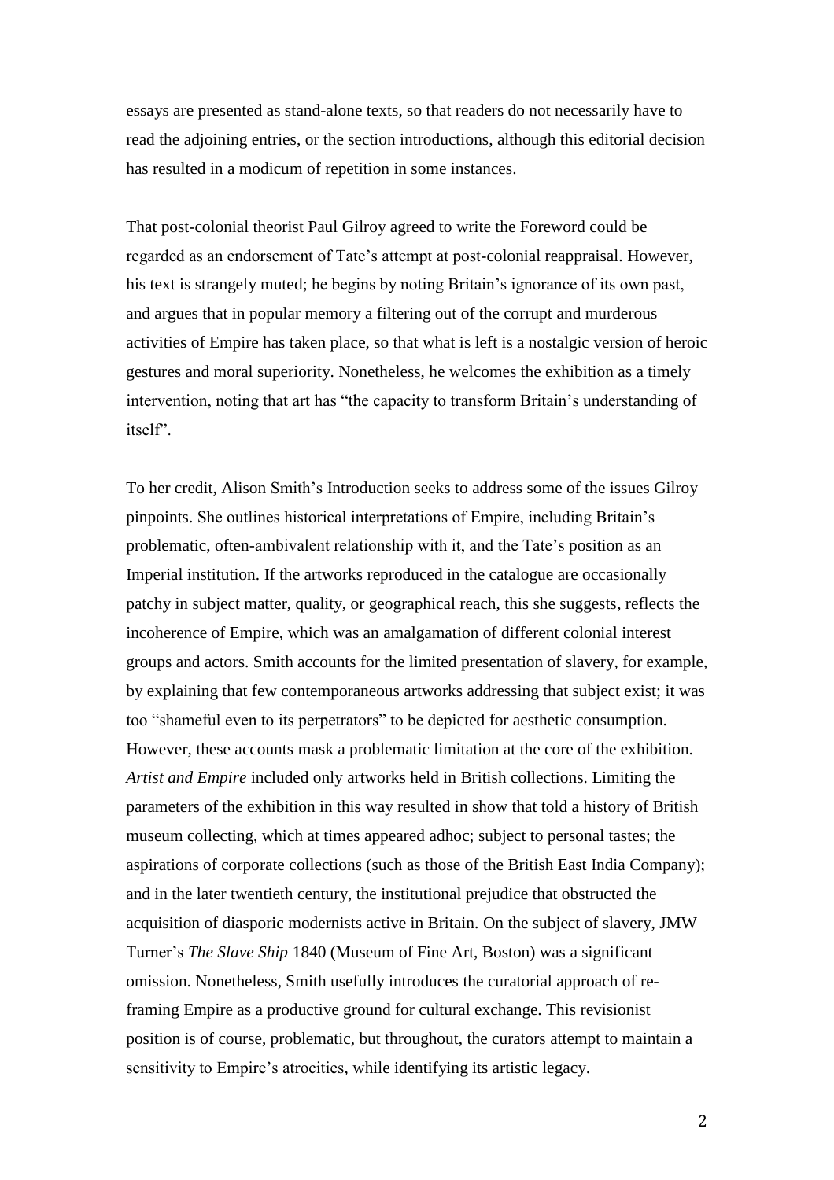essays are presented as stand-alone texts, so that readers do not necessarily have to read the adjoining entries, or the section introductions, although this editorial decision has resulted in a modicum of repetition in some instances.

That post-colonial theorist Paul Gilroy agreed to write the Foreword could be regarded as an endorsement of Tate's attempt at post-colonial reappraisal. However, his text is strangely muted; he begins by noting Britain's ignorance of its own past, and argues that in popular memory a filtering out of the corrupt and murderous activities of Empire has taken place, so that what is left is a nostalgic version of heroic gestures and moral superiority. Nonetheless, he welcomes the exhibition as a timely intervention, noting that art has "the capacity to transform Britain's understanding of itself".

To her credit, Alison Smith's Introduction seeks to address some of the issues Gilroy pinpoints. She outlines historical interpretations of Empire, including Britain's problematic, often-ambivalent relationship with it, and the Tate's position as an Imperial institution. If the artworks reproduced in the catalogue are occasionally patchy in subject matter, quality, or geographical reach, this she suggests, reflects the incoherence of Empire, which was an amalgamation of different colonial interest groups and actors. Smith accounts for the limited presentation of slavery, for example, by explaining that few contemporaneous artworks addressing that subject exist; it was too "shameful even to its perpetrators" to be depicted for aesthetic consumption. However, these accounts mask a problematic limitation at the core of the exhibition. *Artist and Empire* included only artworks held in British collections. Limiting the parameters of the exhibition in this way resulted in show that told a history of British museum collecting, which at times appeared adhoc; subject to personal tastes; the aspirations of corporate collections (such as those of the British East India Company); and in the later twentieth century, the institutional prejudice that obstructed the acquisition of diasporic modernists active in Britain. On the subject of slavery, JMW Turner's *The Slave Ship* 1840 (Museum of Fine Art, Boston) was a significant omission. Nonetheless, Smith usefully introduces the curatorial approach of re-framing Empire as a productive ground for cultural exchange. This revisionist position is of course, problematic, but throughout, the curators attempt to maintain a sensitivity to Empire's atrocities, while identifying its artistic legacy.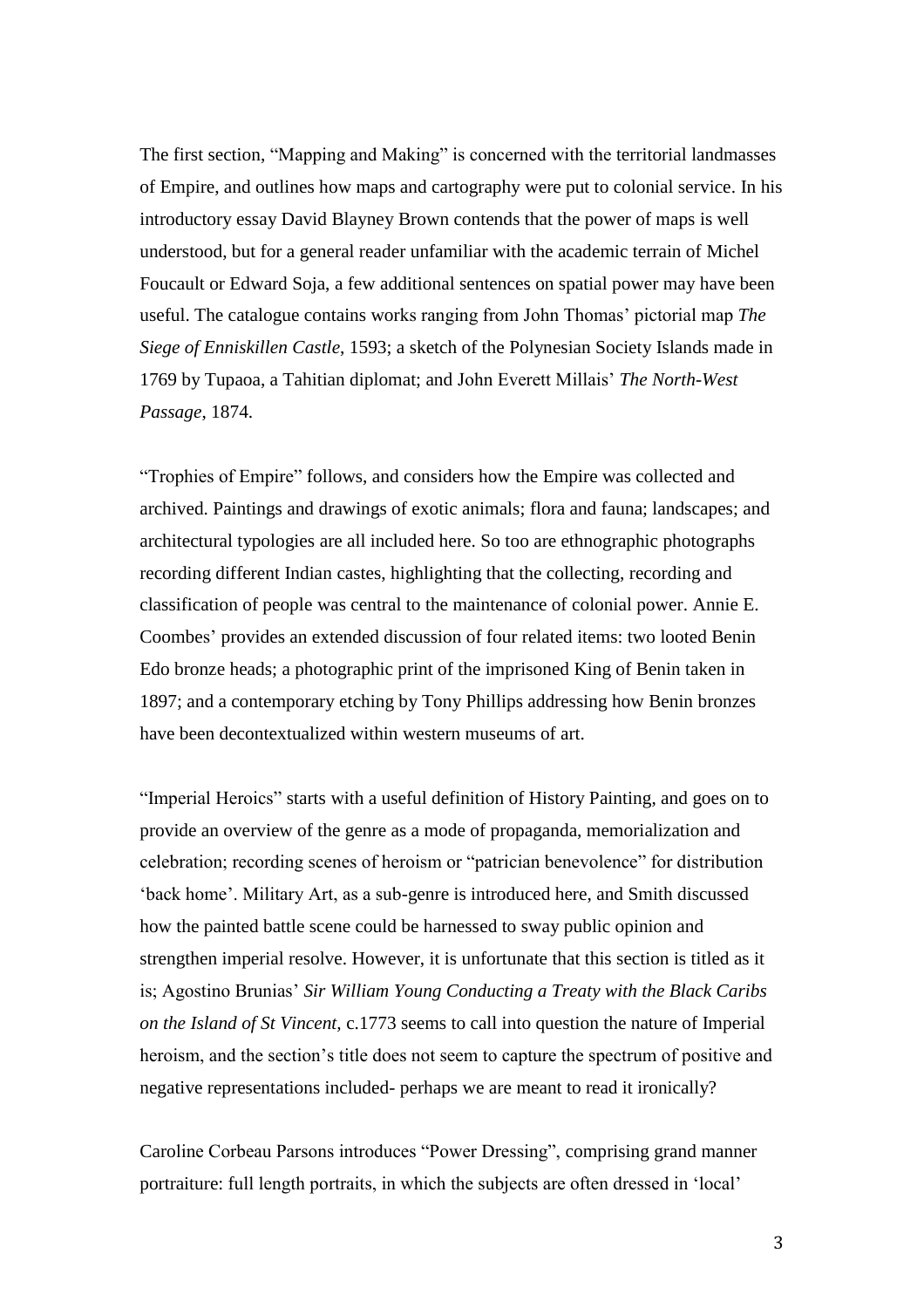The first section, "Mapping and Making" is concerned with the territorial landmasses of Empire, and outlines how maps and cartography were put to colonial service. In his introductory essay David Blayney Brown contends that the power of maps is well understood, but for a general reader unfamiliar with the academic terrain of Michel Foucault or Edward Soja, a few additional sentences on spatial power may have been useful. The catalogue contains works ranging from John Thomas' pictorial map *The Siege of Enniskillen Castle*, 1593; a sketch of the Polynesian Society Islands made in 1769 by Tupaoa, a Tahitian diplomat; and John Everett Millais' *The North-West Passage*, 1874.

"Trophies of Empire" follows, and considers how the Empire was collected and archived. Paintings and drawings of exotic animals; flora and fauna; landscapes; and architectural typologies are all included here. So too are ethnographic photographs recording different Indian castes, highlighting that the collecting, recording and classification of people was central to the maintenance of colonial power. Annie E. Coombes' provides an extended discussion of four related items: two looted Benin Edo bronze heads; a photographic print of the imprisoned King of Benin taken in 1897; and a contemporary etching by Tony Phillips addressing how Benin bronzes have been decontextualized within western museums of art.

"Imperial Heroics" starts with a useful definition of History Painting, and goes on to provide an overview of the genre as a mode of propaganda, memorialization and celebration; recording scenes of heroism or "patrician benevolence" for distribution 'back home'. Military Art, as a sub-genre is introduced here, and Smith discussed how the painted battle scene could be harnessed to sway public opinion and strengthen imperial resolve. However, it is unfortunate that this section is titled as it is; Agostino Brunias' *Sir William Young Conducting a Treaty with the Black Caribs on the Island of St Vincent*, c.1773 seems to call into question the nature of Imperial heroism, and the section's title does not seem to capture the spectrum of positive and negative representations included- perhaps we are meant to read it ironically?

Caroline Corbeau Parsons introduces "Power Dressing", comprising grand manner portraiture: full length portraits, in which the subjects are often dressed in 'local'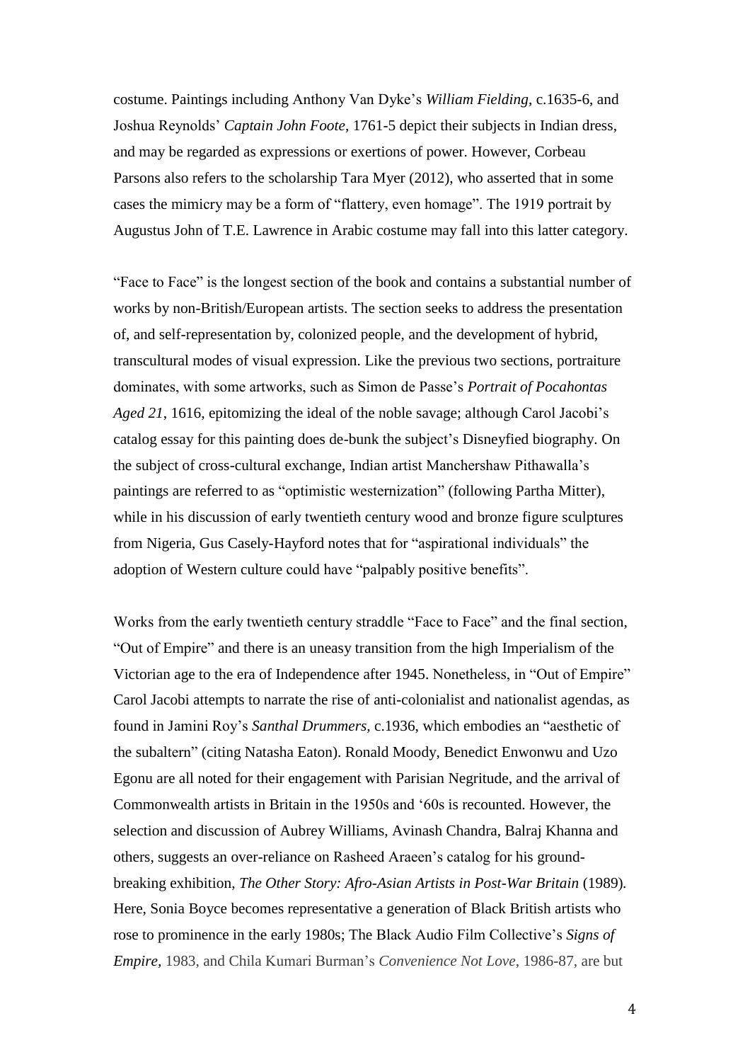costume. Paintings including Anthony Van Dyke's *William Fielding*, c.1635-6, and Joshua Reynolds' *Captain John Foote*, 1761-5 depict their subjects in Indian dress, and may be regarded as expressions or exertions of power. However, Corbeau Parsons also refers to the scholarship Tara Myer (2012), who asserted that in some cases the mimicry may be a form of "flattery, even homage". The 1919 portrait by Augustus John of T.E. Lawrence in Arabic costume may fall into this latter category.

"Face to Face" is the longest section of the book and contains a substantial number of works by non-British/European artists. The section seeks to address the presentation of, and self-representation by, colonized people, and the development of hybrid, transcultural modes of visual expression. Like the previous two sections, portraiture dominates, with some artworks, such as Simon de Passe's *Portrait of Pocahontas Aged 21*, 1616, epitomizing the ideal of the noble savage; although Carol Jacobi's catalog essay for this painting does de-bunk the subject's Disneyfied biography. On the subject of cross-cultural exchange, Indian artist Manchershaw Pithawalla's paintings are referred to as "optimistic westernization" (following Partha Mitter), while in his discussion of early twentieth century wood and bronze figure sculptures from Nigeria, Gus Casely-Hayford notes that for "aspirational individuals" the adoption of Western culture could have "palpably positive benefits".

Works from the early twentieth century straddle "Face to Face" and the final section, "Out of Empire" and there is an uneasy transition from the high Imperialism of the Victorian age to the era of Independence after 1945. Nonetheless, in "Out of Empire" Carol Jacobi attempts to narrate the rise of anti-colonialist and nationalist agendas, as found in Jamini Roy's *Santhal Drummers,* c.1936, which embodies an "aesthetic of the subaltern" (citing Natasha Eaton). Ronald Moody, Benedict Enwonwu and Uzo Egonu are all noted for their engagement with Parisian Negritude, and the arrival of Commonwealth artists in Britain in the 1950s and '60s is recounted. However, the selection and discussion of Aubrey Williams, Avinash Chandra, Balraj Khanna and others, suggests an over-reliance on Rasheed Araeen's catalog for his ground-breaking exhibition, *The Other Story: Afro-Asian Artists in Post-War Britain* (1989). Here, Sonia Boyce becomes representative a generation of Black British artists who rose to prominence in the early 1980s; The Black Audio Film Collective's *Signs of Empire*, 1983, and Chila Kumari Burman's *Convenience Not Love*, 1986-87, are but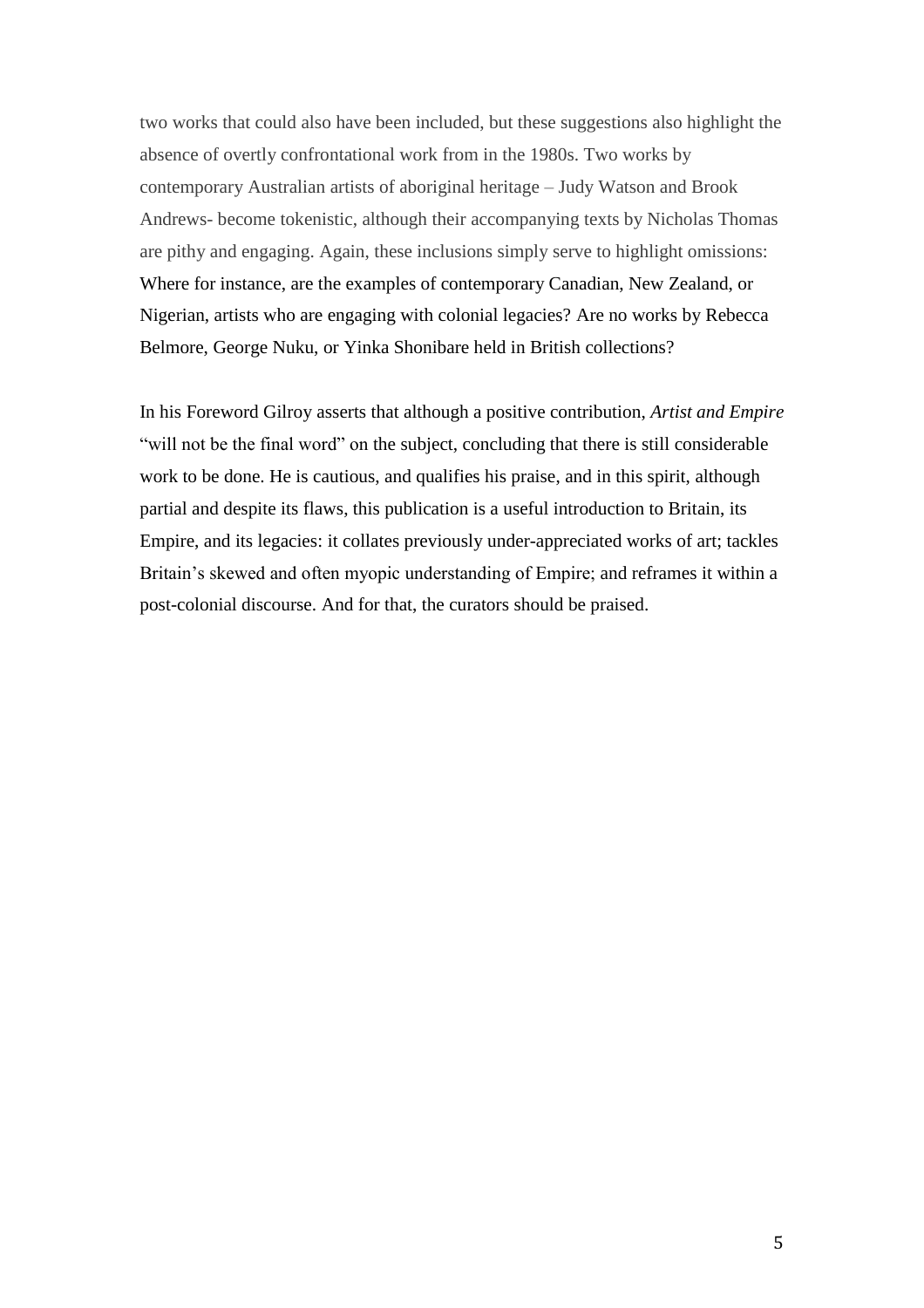two works that could also have been included, but these suggestions also highlight the absence of overtly confrontational work from in the 1980s. Two works by contemporary Australian artists of aboriginal heritage – Judy Watson and Brook Andrews- become tokenistic, although their accompanying texts by Nicholas Thomas are pithy and engaging. Again, these inclusions simply serve to highlight omissions: Where for instance, are the examples of contemporary Canadian, New Zealand, or Nigerian, artists who are engaging with colonial legacies? Are no works by Rebecca Belmore, George Nuku, or Yinka Shonibare held in British collections?

In his Foreword Gilroy asserts that although a positive contribution, *Artist and Empire* "will not be the final word" on the subject, concluding that there is still considerable work to be done. He is cautious, and qualifies his praise, and in this spirit, although partial and despite its flaws, this publication is a useful introduction to Britain, its Empire, and its legacies: it collates previously under-appreciated works of art; tackles Britain's skewed and often myopic understanding of Empire; and reframes it within a post-colonial discourse. And for that, the curators should be praised.